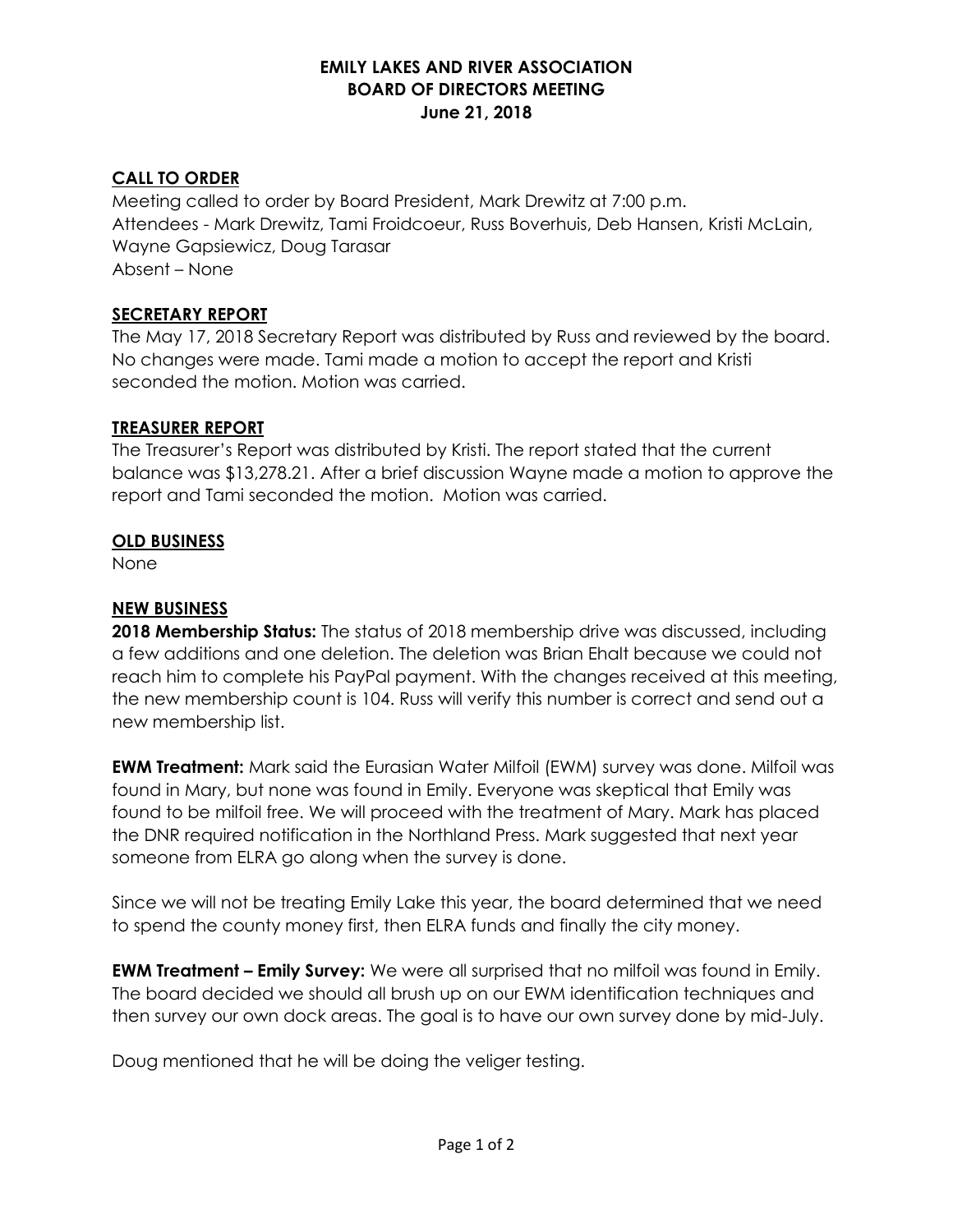# EMILY LAKES AND RIVER ASSOCIATION
# BOARD OF DIRECTORS MEETING
# June 21, 2018

## CALL TO ORDER

Meeting called to order by Board President, Mark Drewitz at 7:00 p.m.
Attendees - Mark Drewitz, Tami Froidcoeur, Russ Boverhuis, Deb Hansen, Kristi McLain, Wayne Gapsiewicz, Doug Tarasar
Absent – None

## SECRETARY REPORT

The May 17, 2018 Secretary Report was distributed by Russ and reviewed by the board. No changes were made. Tami made a motion to accept the report and Kristi seconded the motion. Motion was carried.

## TREASURER REPORT

The Treasurer's Report was distributed by Kristi. The report stated that the current balance was $13,278.21. After a brief discussion Wayne made a motion to approve the report and Tami seconded the motion. Motion was carried.

## OLD BUSINESS

None

## NEW BUSINESS

**2018 Membership Status:** The status of 2018 membership drive was discussed, including a few additions and one deletion. The deletion was Brian Ehalt because we could not reach him to complete his PayPal payment. With the changes received at this meeting, the new membership count is 104. Russ will verify this number is correct and send out a new membership list.

**EWM Treatment:** Mark said the Eurasian Water Milfoil (EWM) survey was done. Milfoil was found in Mary, but none was found in Emily. Everyone was skeptical that Emily was found to be milfoil free. We will proceed with the treatment of Mary. Mark has placed the DNR required notification in the Northland Press. Mark suggested that next year someone from ELRA go along when the survey is done.

Since we will not be treating Emily Lake this year, the board determined that we need to spend the county money first, then ELRA funds and finally the city money.

**EWM Treatment – Emily Survey:** We were all surprised that no milfoil was found in Emily. The board decided we should all brush up on our EWM identification techniques and then survey our own dock areas. The goal is to have our own survey done by mid-July.

Doug mentioned that he will be doing the veliger testing.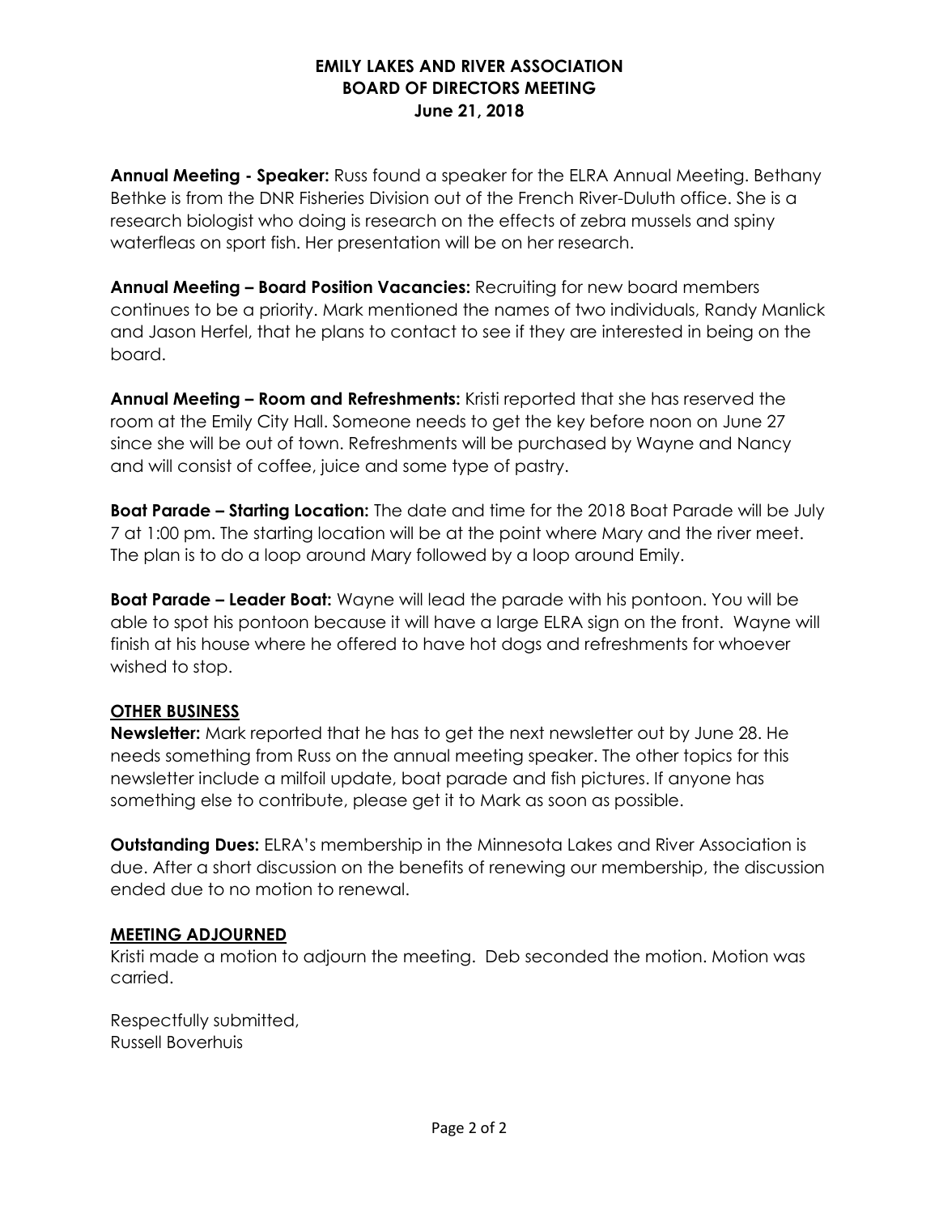**EMILY LAKES AND RIVER ASSOCIATION**
**BOARD OF DIRECTORS MEETING**
**June 21, 2018**

**Annual Meeting - Speaker:** Russ found a speaker for the ELRA Annual Meeting. Bethany Bethke is from the DNR Fisheries Division out of the French River-Duluth office. She is a research biologist who doing is research on the effects of zebra mussels and spiny waterfleas on sport fish. Her presentation will be on her research.

**Annual Meeting – Board Position Vacancies:** Recruiting for new board members continues to be a priority. Mark mentioned the names of two individuals, Randy Manlick and Jason Herfel, that he plans to contact to see if they are interested in being on the board.

**Annual Meeting – Room and Refreshments:** Kristi reported that she has reserved the room at the Emily City Hall. Someone needs to get the key before noon on June 27 since she will be out of town. Refreshments will be purchased by Wayne and Nancy and will consist of coffee, juice and some type of pastry.

**Boat Parade – Starting Location:** The date and time for the 2018 Boat Parade will be July 7 at 1:00 pm. The starting location will be at the point where Mary and the river meet. The plan is to do a loop around Mary followed by a loop around Emily.

**Boat Parade – Leader Boat:** Wayne will lead the parade with his pontoon. You will be able to spot his pontoon because it will have a large ELRA sign on the front. Wayne will finish at his house where he offered to have hot dogs and refreshments for whoever wished to stop.

**OTHER BUSINESS**

**Newsletter:** Mark reported that he has to get the next newsletter out by June 28. He needs something from Russ on the annual meeting speaker. The other topics for this newsletter include a milfoil update, boat parade and fish pictures. If anyone has something else to contribute, please get it to Mark as soon as possible.

**Outstanding Dues:** ELRA's membership in the Minnesota Lakes and River Association is due. After a short discussion on the benefits of renewing our membership, the discussion ended due to no motion to renewal.

**MEETING ADJOURNED**

Kristi made a motion to adjourn the meeting. Deb seconded the motion. Motion was carried.

Respectfully submitted,
Russell Boverhuis